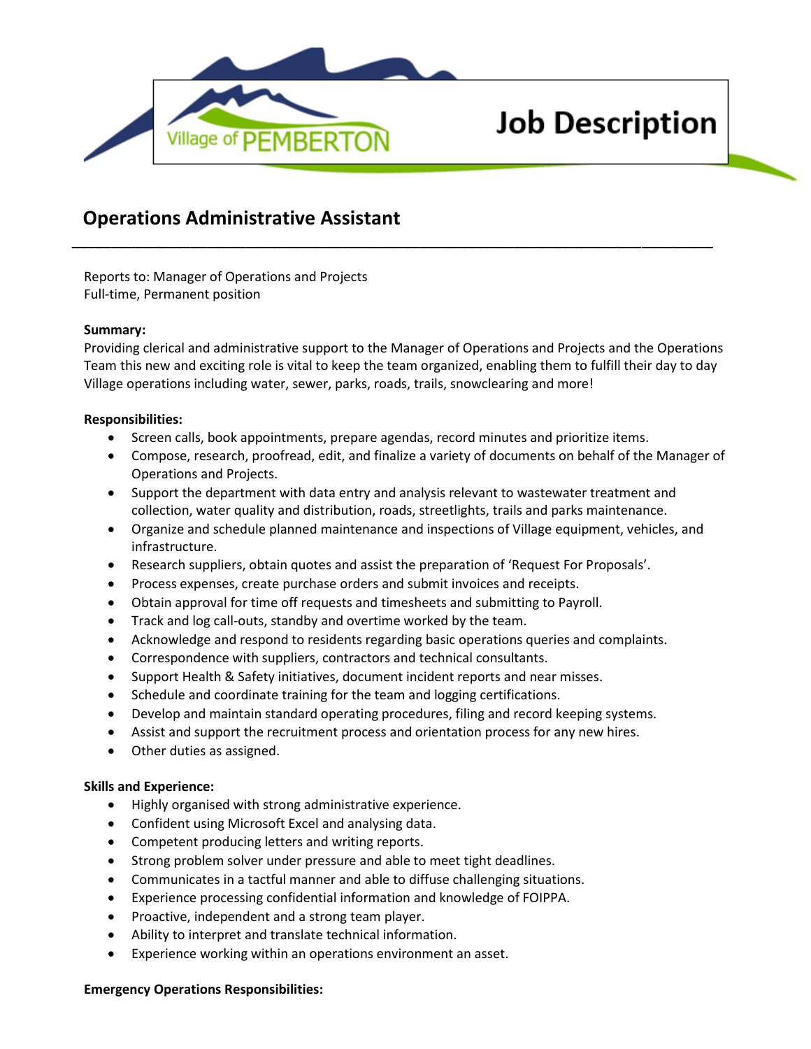Village of PEMBERTON

# Job Description

## Operations Administrative Assistant

Reports to: Manager of Operations and Projects
Full-time, Permanent position

**Summary:**
Providing clerical and administrative support to the Manager of Operations and Projects and the Operations Team this new and exciting role is vital to keep the team organized, enabling them to fulfill their day to day Village operations including water, sewer, parks, roads, trails, snowclearing and more!

**Responsibilities:**

- Screen calls, book appointments, prepare agendas, record minutes and prioritize items.
- Compose, research, proofread, edit, and finalize a variety of documents on behalf of the Manager of Operations and Projects.
- Support the department with data entry and analysis relevant to wastewater treatment and collection, water quality and distribution, roads, streetlights, trails and parks maintenance.
- Organize and schedule planned maintenance and inspections of Village equipment, vehicles, and infrastructure.
- Research suppliers, obtain quotes and assist the preparation of 'Request For Proposals'.
- Process expenses, create purchase orders and submit invoices and receipts.
- Obtain approval for time off requests and timesheets and submitting to Payroll.
- Track and log call-outs, standby and overtime worked by the team.
- Acknowledge and respond to residents regarding basic operations queries and complaints.
- Correspondence with suppliers, contractors and technical consultants.
- Support Health & Safety initiatives, document incident reports and near misses.
- Schedule and coordinate training for the team and logging certifications.
- Develop and maintain standard operating procedures, filing and record keeping systems.
- Assist and support the recruitment process and orientation process for any new hires.
- Other duties as assigned.

**Skills and Experience:**

- Highly organised with strong administrative experience.
- Confident using Microsoft Excel and analysing data.
- Competent producing letters and writing reports.
- Strong problem solver under pressure and able to meet tight deadlines.
- Communicates in a tactful manner and able to diffuse challenging situations.
- Experience processing confidential information and knowledge of FOIPPA.
- Proactive, independent and a strong team player.
- Ability to interpret and translate technical information.
- Experience working within an operations environment an asset.

**Emergency Operations Responsibilities:**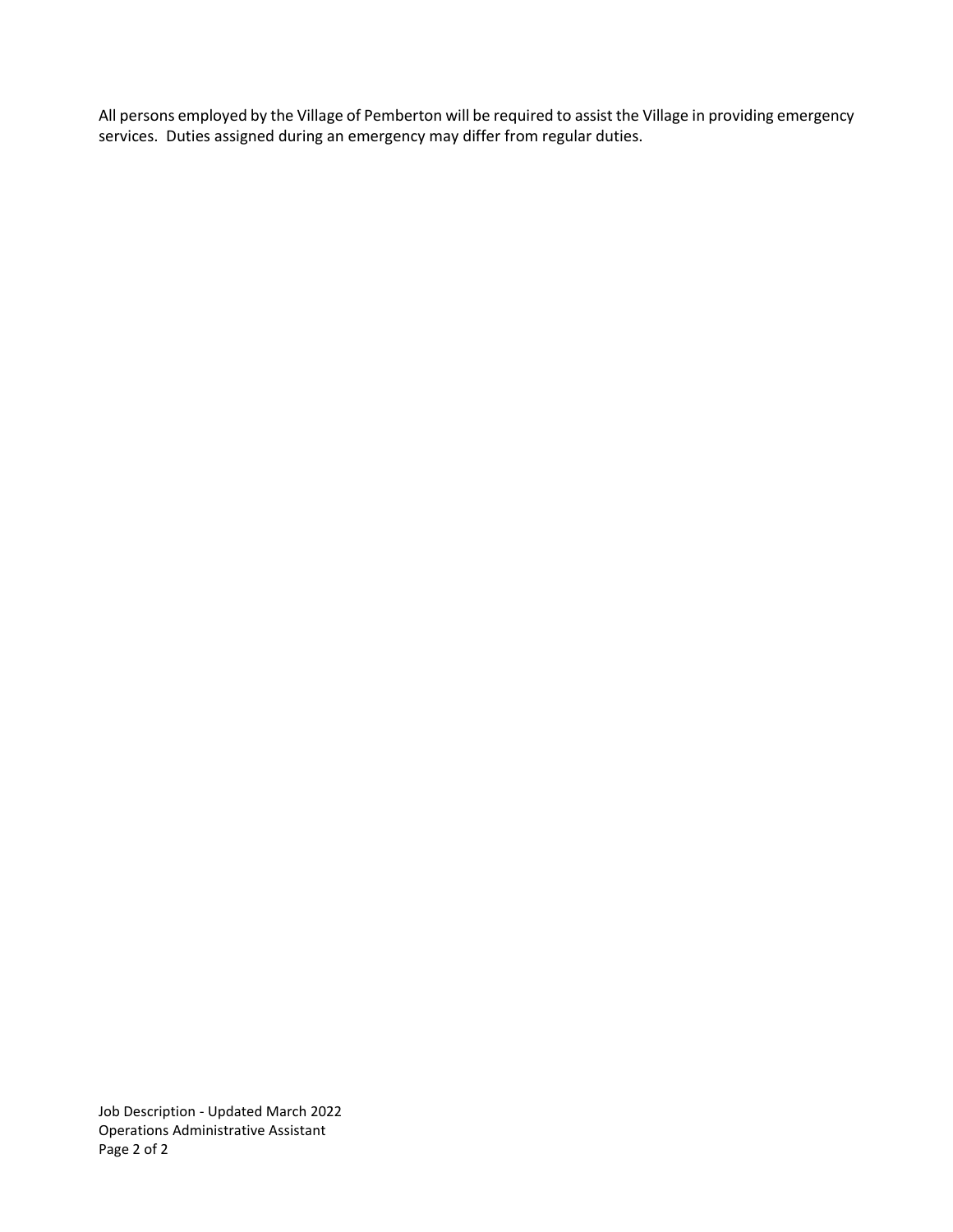All persons employed by the Village of Pemberton will be required to assist the Village in providing emergency services. Duties assigned during an emergency may differ from regular duties.